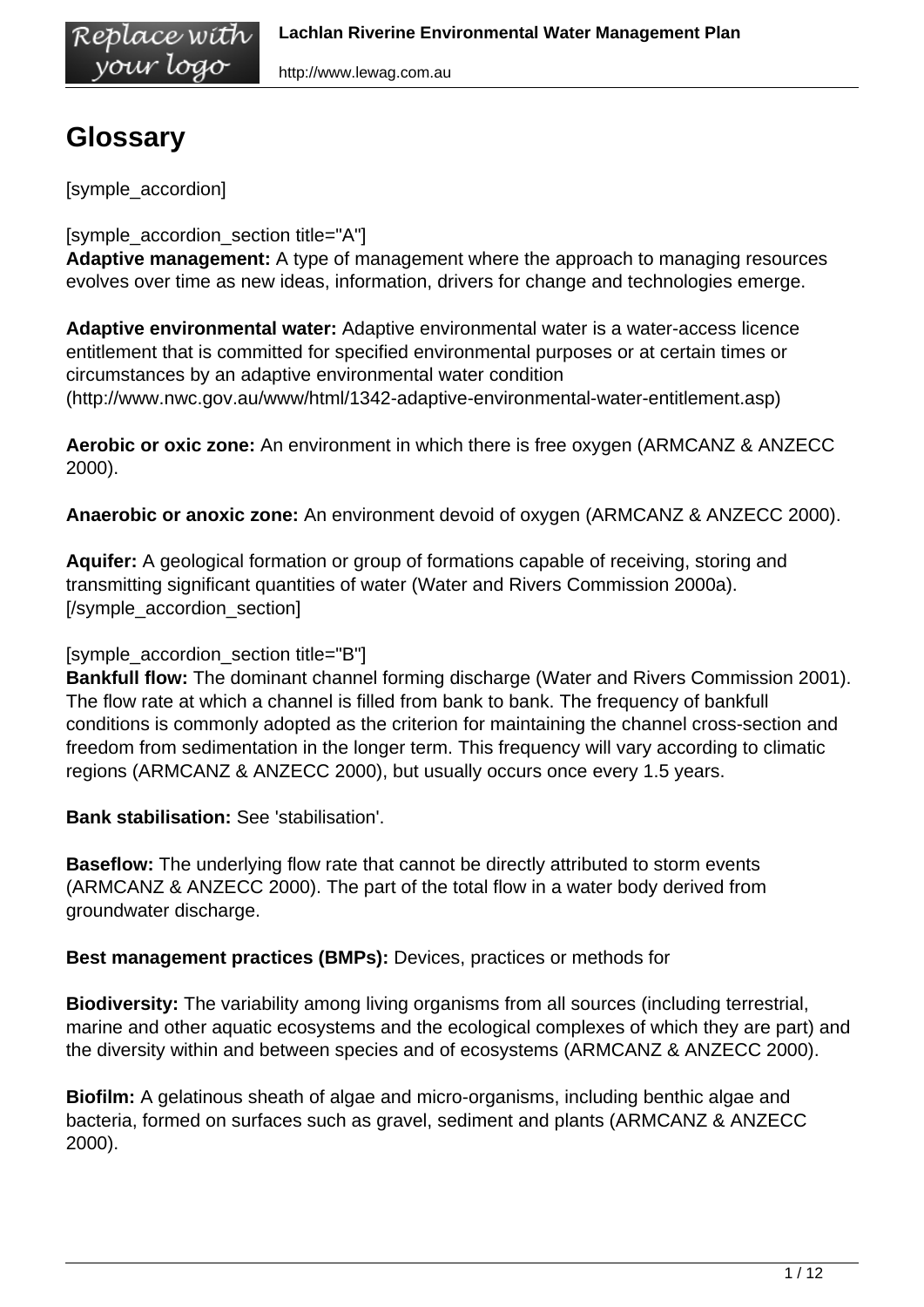# Glossary

[symple_accordion]

[symple_accordion_section title="A"]
**Adaptive management:** A type of management where the approach to managing resources evolves over time as new ideas, information, drivers for change and technologies emerge.

**Adaptive environmental water:** Adaptive environmental water is a water-access licence entitlement that is committed for specified environmental purposes or at certain times or circumstances by an adaptive environmental water condition (http://www.nwc.gov.au/www/html/1342-adaptive-environmental-water-entitlement.asp)

**Aerobic or oxic zone:** An environment in which there is free oxygen (ARMCANZ & ANZECC 2000).

**Anaerobic or anoxic zone:** An environment devoid of oxygen (ARMCANZ & ANZECC 2000).

**Aquifer:** A geological formation or group of formations capable of receiving, storing and transmitting significant quantities of water (Water and Rivers Commission 2000a).
[/symple_accordion_section]

[symple_accordion_section title="B"]
**Bankfull flow:** The dominant channel forming discharge (Water and Rivers Commission 2001). The flow rate at which a channel is filled from bank to bank. The frequency of bankfull conditions is commonly adopted as the criterion for maintaining the channel cross-section and freedom from sedimentation in the longer term. This frequency will vary according to climatic regions (ARMCANZ & ANZECC 2000), but usually occurs once every 1.5 years.

**Bank stabilisation:** See 'stabilisation'.

**Baseflow:** The underlying flow rate that cannot be directly attributed to storm events (ARMCANZ & ANZECC 2000). The part of the total flow in a water body derived from groundwater discharge.

**Best management practices (BMPs):** Devices, practices or methods for

**Biodiversity:** The variability among living organisms from all sources (including terrestrial, marine and other aquatic ecosystems and the ecological complexes of which they are part) and the diversity within and between species and of ecosystems (ARMCANZ & ANZECC 2000).

**Biofilm:** A gelatinous sheath of algae and micro-organisms, including benthic algae and bacteria, formed on surfaces such as gravel, sediment and plants (ARMCANZ & ANZECC 2000).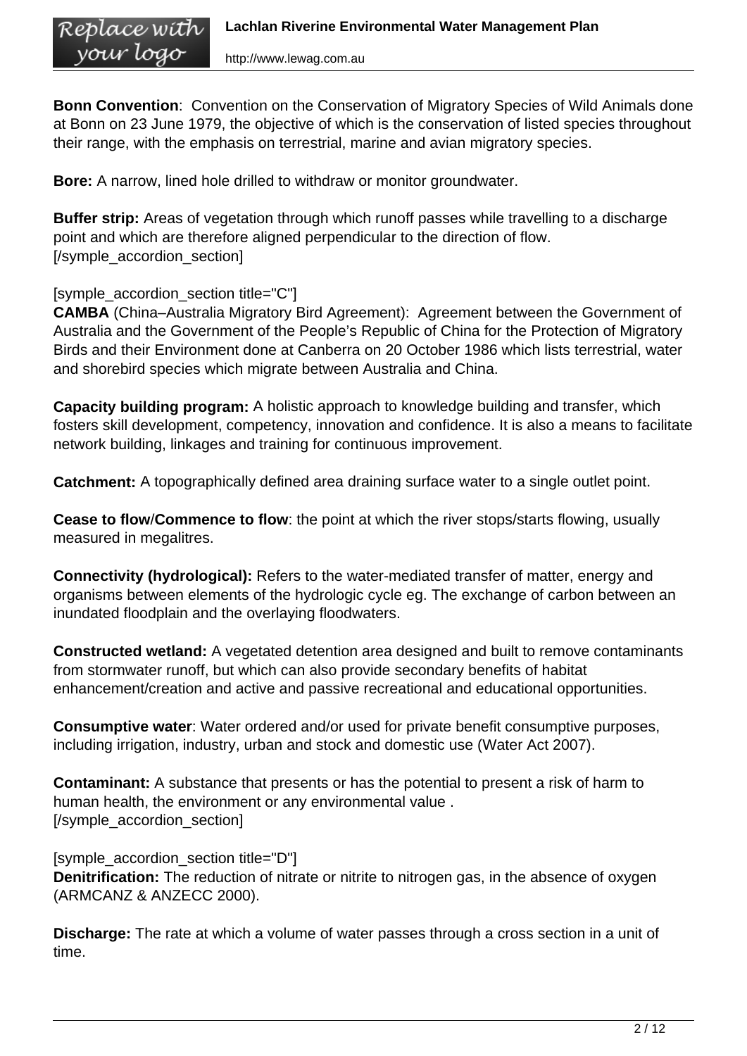**Bonn Convention**: Convention on the Conservation of Migratory Species of Wild Animals done at Bonn on 23 June 1979, the objective of which is the conservation of listed species throughout their range, with the emphasis on terrestrial, marine and avian migratory species.

**Bore:** A narrow, lined hole drilled to withdraw or monitor groundwater.

**Buffer strip:** Areas of vegetation through which runoff passes while travelling to a discharge point and which are therefore aligned perpendicular to the direction of flow.
[/symple_accordion_section]

[symple_accordion_section title="C"]
**CAMBA** (China–Australia Migratory Bird Agreement): Agreement between the Government of Australia and the Government of the People's Republic of China for the Protection of Migratory Birds and their Environment done at Canberra on 20 October 1986 which lists terrestrial, water and shorebird species which migrate between Australia and China.

**Capacity building program:** A holistic approach to knowledge building and transfer, which fosters skill development, competency, innovation and confidence. It is also a means to facilitate network building, linkages and training for continuous improvement.

**Catchment:** A topographically defined area draining surface water to a single outlet point.

**Cease to flow**/**Commence to flow**: the point at which the river stops/starts flowing, usually measured in megalitres.

**Connectivity (hydrological):** Refers to the water-mediated transfer of matter, energy and organisms between elements of the hydrologic cycle eg. The exchange of carbon between an inundated floodplain and the overlaying floodwaters.

**Constructed wetland:** A vegetated detention area designed and built to remove contaminants from stormwater runoff, but which can also provide secondary benefits of habitat enhancement/creation and active and passive recreational and educational opportunities.

**Consumptive water**: Water ordered and/or used for private benefit consumptive purposes, including irrigation, industry, urban and stock and domestic use (Water Act 2007).

**Contaminant:** A substance that presents or has the potential to present a risk of harm to human health, the environment or any environmental value .
[/symple_accordion_section]

[symple_accordion_section title="D"]
**Denitrification:** The reduction of nitrate or nitrite to nitrogen gas, in the absence of oxygen (ARMCANZ & ANZECC 2000).

**Discharge:** The rate at which a volume of water passes through a cross section in a unit of time.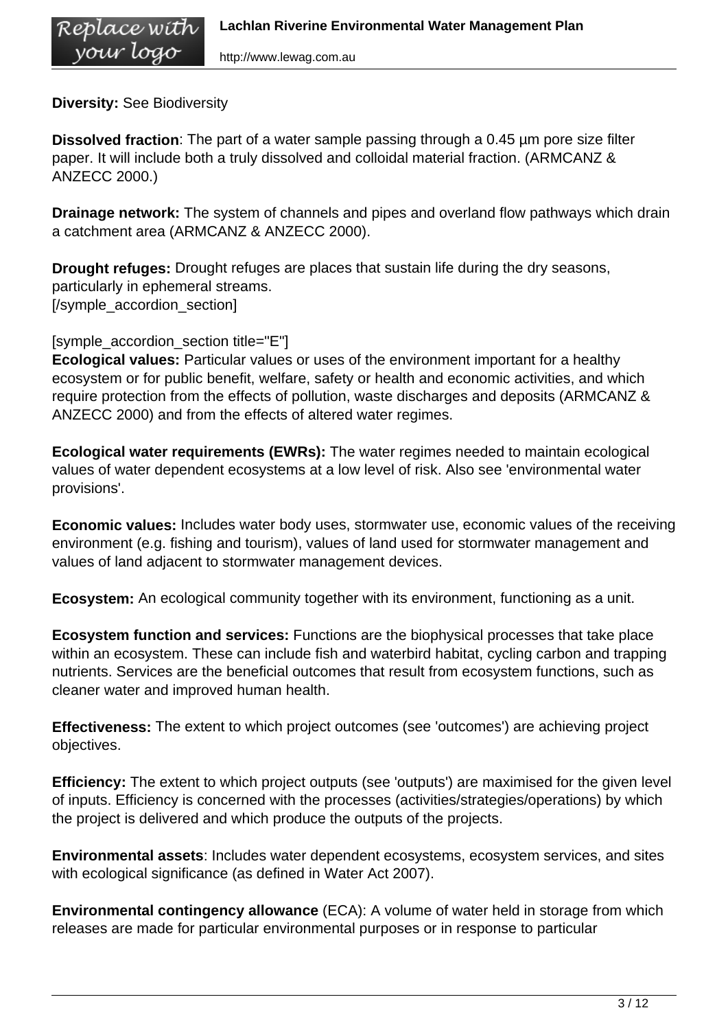**Diversity:** See Biodiversity

**Dissolved fraction**: The part of a water sample passing through a 0.45 µm pore size filter paper. It will include both a truly dissolved and colloidal material fraction. (ARMCANZ & ANZECC 2000.)

**Drainage network:** The system of channels and pipes and overland flow pathways which drain a catchment area (ARMCANZ & ANZECC 2000).

**Drought refuges:** Drought refuges are places that sustain life during the dry seasons, particularly in ephemeral streams.
[/symple_accordion_section]

[symple_accordion_section title="E"]
**Ecological values:** Particular values or uses of the environment important for a healthy ecosystem or for public benefit, welfare, safety or health and economic activities, and which require protection from the effects of pollution, waste discharges and deposits (ARMCANZ & ANZECC 2000) and from the effects of altered water regimes.

**Ecological water requirements (EWRs):** The water regimes needed to maintain ecological values of water dependent ecosystems at a low level of risk. Also see 'environmental water provisions'.

**Economic values:** Includes water body uses, stormwater use, economic values of the receiving environment (e.g. fishing and tourism), values of land used for stormwater management and values of land adjacent to stormwater management devices.

**Ecosystem:** An ecological community together with its environment, functioning as a unit.

**Ecosystem function and services:** Functions are the biophysical processes that take place within an ecosystem. These can include fish and waterbird habitat, cycling carbon and trapping nutrients. Services are the beneficial outcomes that result from ecosystem functions, such as cleaner water and improved human health.

**Effectiveness:** The extent to which project outcomes (see 'outcomes') are achieving project objectives.

**Efficiency:** The extent to which project outputs (see 'outputs') are maximised for the given level of inputs. Efficiency is concerned with the processes (activities/strategies/operations) by which the project is delivered and which produce the outputs of the projects.

**Environmental assets**: Includes water dependent ecosystems, ecosystem services, and sites with ecological significance (as defined in Water Act 2007).

**Environmental contingency allowance** (ECA): A volume of water held in storage from which releases are made for particular environmental purposes or in response to particular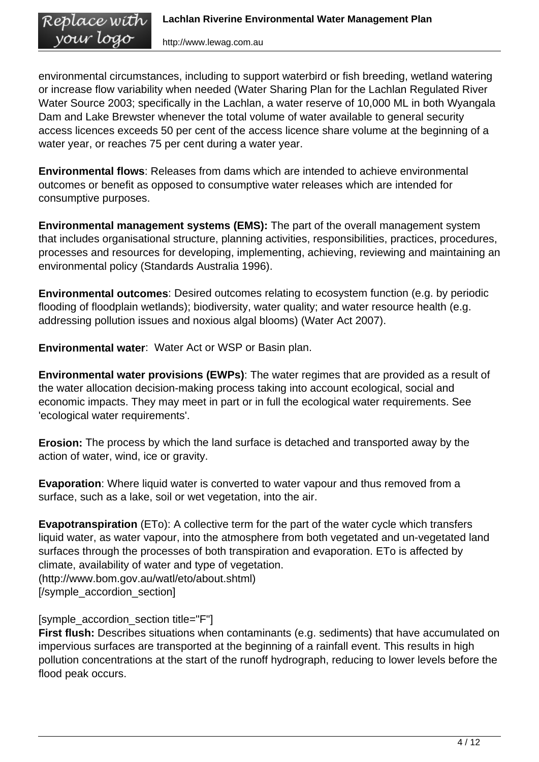environmental circumstances, including to support waterbird or fish breeding, wetland watering or increase flow variability when needed (Water Sharing Plan for the Lachlan Regulated River Water Source 2003; specifically in the Lachlan, a water reserve of 10,000 ML in both Wyangala Dam and Lake Brewster whenever the total volume of water available to general security access licences exceeds 50 per cent of the access licence share volume at the beginning of a water year, or reaches 75 per cent during a water year.

**Environmental flows**: Releases from dams which are intended to achieve environmental outcomes or benefit as opposed to consumptive water releases which are intended for consumptive purposes.

**Environmental management systems (EMS):** The part of the overall management system that includes organisational structure, planning activities, responsibilities, practices, procedures, processes and resources for developing, implementing, achieving, reviewing and maintaining an environmental policy (Standards Australia 1996).

**Environmental outcomes**: Desired outcomes relating to ecosystem function (e.g. by periodic flooding of floodplain wetlands); biodiversity, water quality; and water resource health (e.g. addressing pollution issues and noxious algal blooms) (Water Act 2007).

**Environmental water**: Water Act or WSP or Basin plan.

**Environmental water provisions (EWPs)**: The water regimes that are provided as a result of the water allocation decision-making process taking into account ecological, social and economic impacts. They may meet in part or in full the ecological water requirements. See 'ecological water requirements'.

**Erosion:** The process by which the land surface is detached and transported away by the action of water, wind, ice or gravity.

**Evaporation**: Where liquid water is converted to water vapour and thus removed from a surface, such as a lake, soil or wet vegetation, into the air.

**Evapotranspiration** (ETo): A collective term for the part of the water cycle which transfers liquid water, as water vapour, into the atmosphere from both vegetated and un-vegetated land surfaces through the processes of both transpiration and evaporation. ETo is affected by climate, availability of water and type of vegetation.
(http://www.bom.gov.au/watl/eto/about.shtml)
[/symple_accordion_section]

[symple_accordion_section title="F"]
**First flush:** Describes situations when contaminants (e.g. sediments) that have accumulated on impervious surfaces are transported at the beginning of a rainfall event. This results in high pollution concentrations at the start of the runoff hydrograph, reducing to lower levels before the flood peak occurs.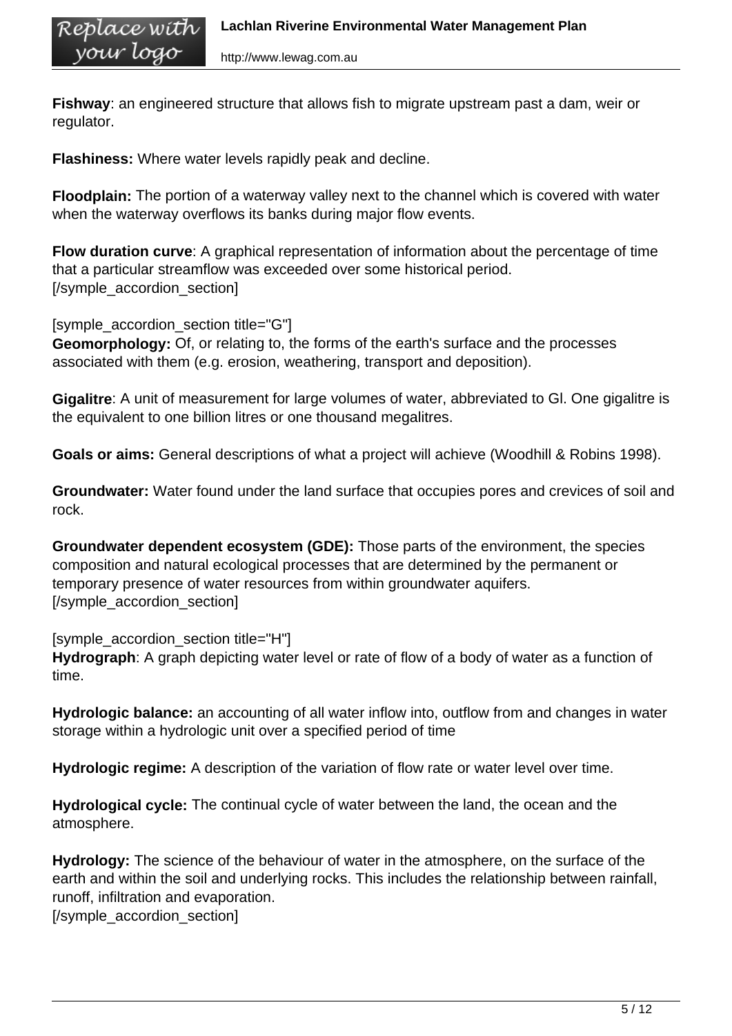**Fishway**: an engineered structure that allows fish to migrate upstream past a dam, weir or regulator.

**Flashiness:** Where water levels rapidly peak and decline.

**Floodplain:** The portion of a waterway valley next to the channel which is covered with water when the waterway overflows its banks during major flow events.

**Flow duration curve**: A graphical representation of information about the percentage of time that a particular streamflow was exceeded over some historical period.
[/symple_accordion_section]

[symple_accordion_section title="G"]
**Geomorphology:** Of, or relating to, the forms of the earth's surface and the processes associated with them (e.g. erosion, weathering, transport and deposition).

**Gigalitre**: A unit of measurement for large volumes of water, abbreviated to Gl. One gigalitre is the equivalent to one billion litres or one thousand megalitres.

**Goals or aims:** General descriptions of what a project will achieve (Woodhill & Robins 1998).

**Groundwater:** Water found under the land surface that occupies pores and crevices of soil and rock.

**Groundwater dependent ecosystem (GDE):** Those parts of the environment, the species composition and natural ecological processes that are determined by the permanent or temporary presence of water resources from within groundwater aquifers.
[/symple_accordion_section]

[symple_accordion_section title="H"]
**Hydrograph**: A graph depicting water level or rate of flow of a body of water as a function of time.

**Hydrologic balance:** an accounting of all water inflow into, outflow from and changes in water storage within a hydrologic unit over a specified period of time

**Hydrologic regime:** A description of the variation of flow rate or water level over time.

**Hydrological cycle:** The continual cycle of water between the land, the ocean and the atmosphere.

**Hydrology:** The science of the behaviour of water in the atmosphere, on the surface of the earth and within the soil and underlying rocks. This includes the relationship between rainfall, runoff, infiltration and evaporation.
[/symple_accordion_section]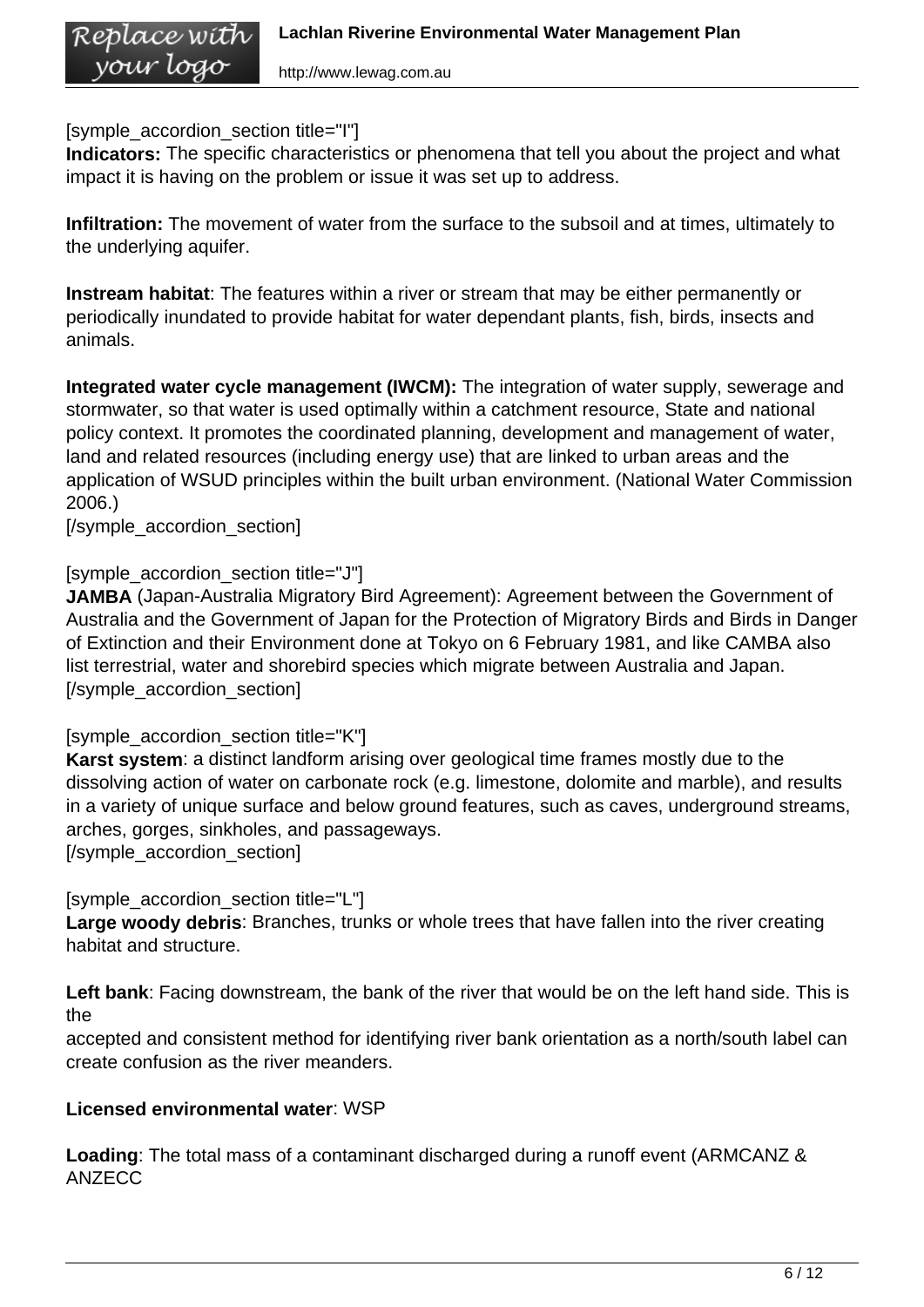[symple_accordion_section title="I"]
**Indicators:** The specific characteristics or phenomena that tell you about the project and what impact it is having on the problem or issue it was set up to address.

**Infiltration:** The movement of water from the surface to the subsoil and at times, ultimately to the underlying aquifer.

**Instream habitat**: The features within a river or stream that may be either permanently or periodically inundated to provide habitat for water dependant plants, fish, birds, insects and animals.

**Integrated water cycle management (IWCM):** The integration of water supply, sewerage and stormwater, so that water is used optimally within a catchment resource, State and national policy context. It promotes the coordinated planning, development and management of water, land and related resources (including energy use) that are linked to urban areas and the application of WSUD principles within the built urban environment. (National Water Commission 2006.)
[/symple_accordion_section]

[symple_accordion_section title="J"]
**JAMBA** (Japan-Australia Migratory Bird Agreement): Agreement between the Government of Australia and the Government of Japan for the Protection of Migratory Birds and Birds in Danger of Extinction and their Environment done at Tokyo on 6 February 1981, and like CAMBA also list terrestrial, water and shorebird species which migrate between Australia and Japan.
[/symple_accordion_section]

[symple_accordion_section title="K"]
**Karst system**: a distinct landform arising over geological time frames mostly due to the dissolving action of water on carbonate rock (e.g. limestone, dolomite and marble), and results in a variety of unique surface and below ground features, such as caves, underground streams, arches, gorges, sinkholes, and passageways.
[/symple_accordion_section]

[symple_accordion_section title="L"]
**Large woody debris**: Branches, trunks or whole trees that have fallen into the river creating habitat and structure.

**Left bank**: Facing downstream, the bank of the river that would be on the left hand side. This is the
accepted and consistent method for identifying river bank orientation as a north/south label can create confusion as the river meanders.

**Licensed environmental water**: WSP

**Loading**: The total mass of a contaminant discharged during a runoff event (ARMCANZ & ANZECC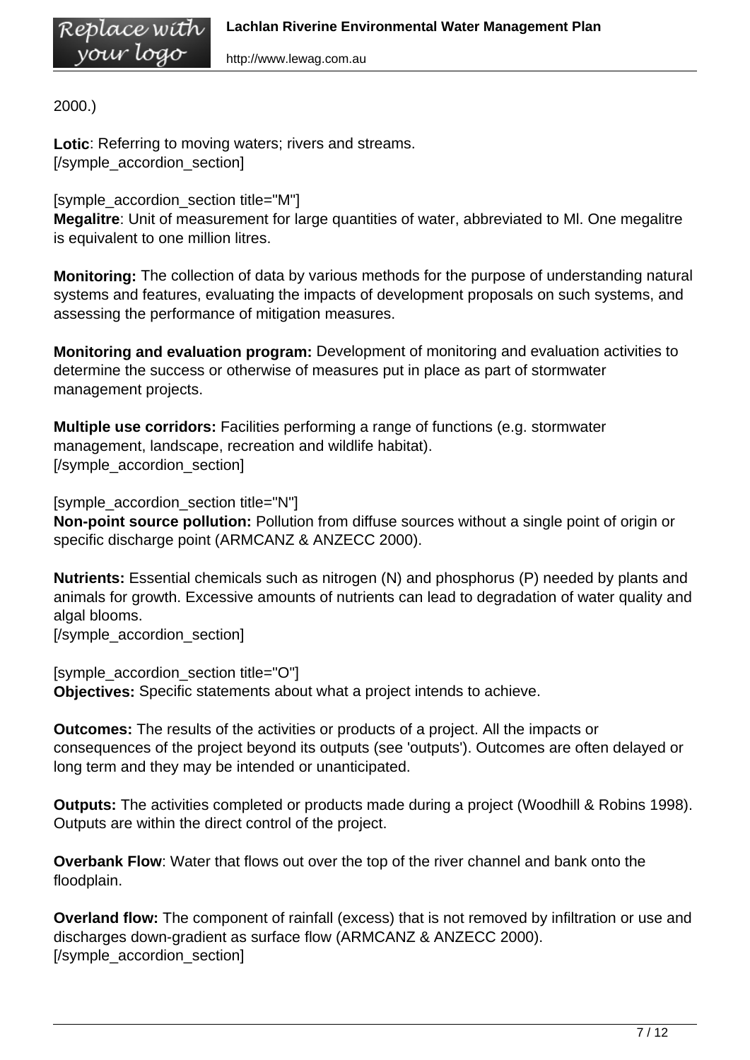2000.)

**Lotic**: Referring to moving waters; rivers and streams.
[/symple_accordion_section]

[symple_accordion_section title="M"]
**Megalitre**: Unit of measurement for large quantities of water, abbreviated to Ml. One megalitre is equivalent to one million litres.

**Monitoring:** The collection of data by various methods for the purpose of understanding natural systems and features, evaluating the impacts of development proposals on such systems, and assessing the performance of mitigation measures.

**Monitoring and evaluation program:** Development of monitoring and evaluation activities to determine the success or otherwise of measures put in place as part of stormwater management projects.

**Multiple use corridors:** Facilities performing a range of functions (e.g. stormwater management, landscape, recreation and wildlife habitat).
[/symple_accordion_section]

[symple_accordion_section title="N"]
**Non-point source pollution:** Pollution from diffuse sources without a single point of origin or specific discharge point (ARMCANZ & ANZECC 2000).

**Nutrients:** Essential chemicals such as nitrogen (N) and phosphorus (P) needed by plants and animals for growth. Excessive amounts of nutrients can lead to degradation of water quality and algal blooms.
[/symple_accordion_section]

[symple_accordion_section title="O"]
**Objectives:** Specific statements about what a project intends to achieve.

**Outcomes:** The results of the activities or products of a project. All the impacts or consequences of the project beyond its outputs (see 'outputs'). Outcomes are often delayed or long term and they may be intended or unanticipated.

**Outputs:** The activities completed or products made during a project (Woodhill & Robins 1998). Outputs are within the direct control of the project.

**Overbank Flow**: Water that flows out over the top of the river channel and bank onto the floodplain.

**Overland flow:** The component of rainfall (excess) that is not removed by infiltration or use and discharges down-gradient as surface flow (ARMCANZ & ANZECC 2000).
[/symple_accordion_section]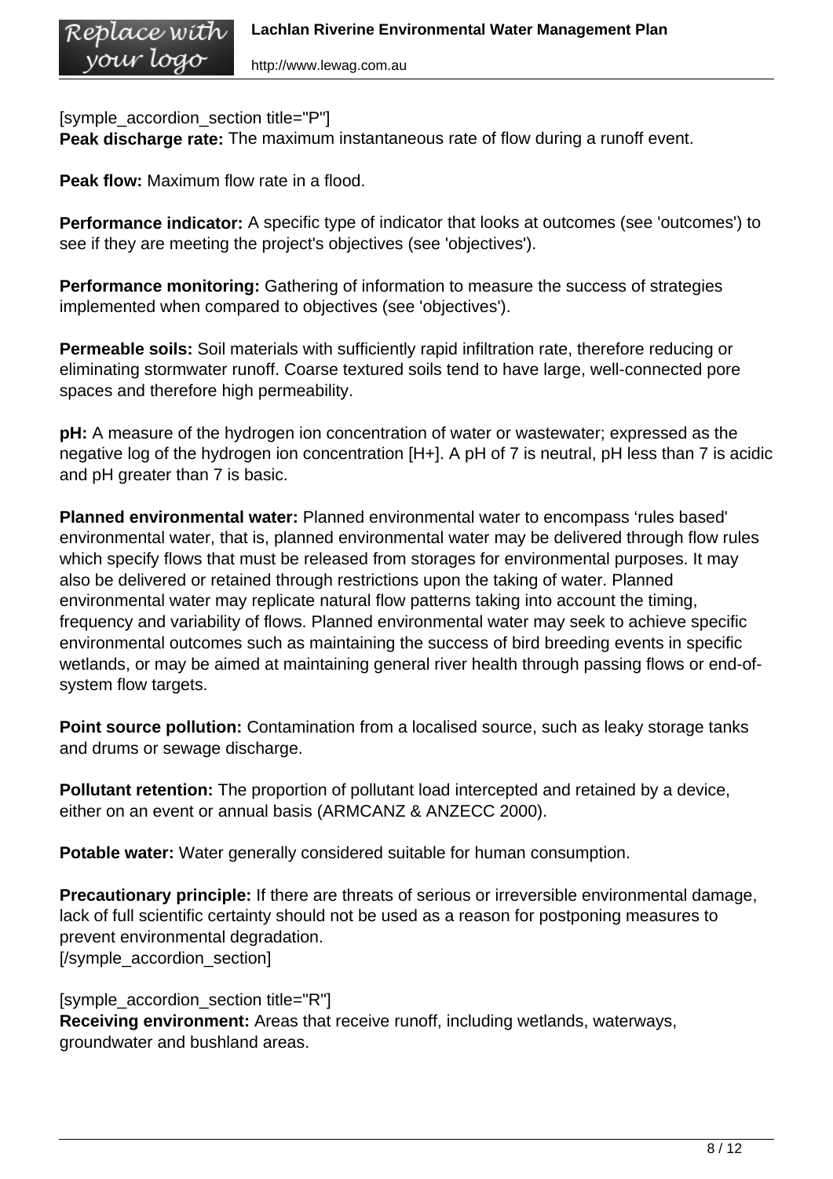[symple_accordion_section title="P"]
**Peak discharge rate:** The maximum instantaneous rate of flow during a runoff event.

**Peak flow:** Maximum flow rate in a flood.

**Performance indicator:** A specific type of indicator that looks at outcomes (see 'outcomes') to see if they are meeting the project's objectives (see 'objectives').

**Performance monitoring:** Gathering of information to measure the success of strategies implemented when compared to objectives (see 'objectives').

**Permeable soils:** Soil materials with sufficiently rapid infiltration rate, therefore reducing or eliminating stormwater runoff. Coarse textured soils tend to have large, well-connected pore spaces and therefore high permeability.

**pH:** A measure of the hydrogen ion concentration of water or wastewater; expressed as the negative log of the hydrogen ion concentration [H+]. A pH of 7 is neutral, pH less than 7 is acidic and pH greater than 7 is basic.

**Planned environmental water:** Planned environmental water to encompass 'rules based' environmental water, that is, planned environmental water may be delivered through flow rules which specify flows that must be released from storages for environmental purposes. It may also be delivered or retained through restrictions upon the taking of water. Planned environmental water may replicate natural flow patterns taking into account the timing, frequency and variability of flows. Planned environmental water may seek to achieve specific environmental outcomes such as maintaining the success of bird breeding events in specific wetlands, or may be aimed at maintaining general river health through passing flows or end-of-system flow targets.

**Point source pollution:** Contamination from a localised source, such as leaky storage tanks and drums or sewage discharge.

**Pollutant retention:** The proportion of pollutant load intercepted and retained by a device, either on an event or annual basis (ARMCANZ & ANZECC 2000).

**Potable water:** Water generally considered suitable for human consumption.

**Precautionary principle:** If there are threats of serious or irreversible environmental damage, lack of full scientific certainty should not be used as a reason for postponing measures to prevent environmental degradation.
[/symple_accordion_section]

[symple_accordion_section title="R"]
**Receiving environment:** Areas that receive runoff, including wetlands, waterways, groundwater and bushland areas.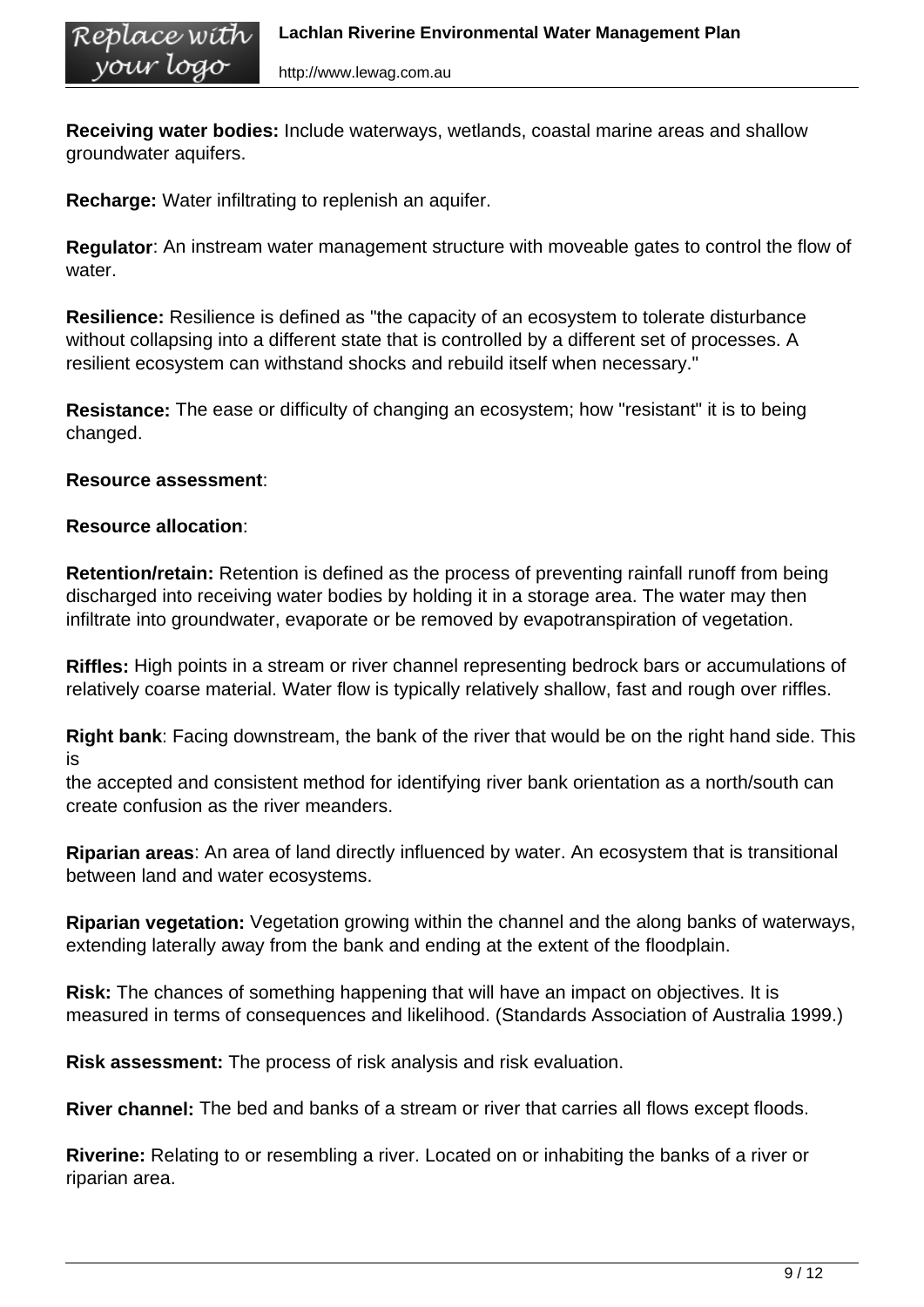**Receiving water bodies:** Include waterways, wetlands, coastal marine areas and shallow groundwater aquifers.

**Recharge:** Water infiltrating to replenish an aquifer.

**Regulator**: An instream water management structure with moveable gates to control the flow of water.

**Resilience:** Resilience is defined as "the capacity of an ecosystem to tolerate disturbance without collapsing into a different state that is controlled by a different set of processes. A resilient ecosystem can withstand shocks and rebuild itself when necessary."

**Resistance:** The ease or difficulty of changing an ecosystem; how "resistant" it is to being changed.

**Resource assessment**:

**Resource allocation**:

**Retention/retain:** Retention is defined as the process of preventing rainfall runoff from being discharged into receiving water bodies by holding it in a storage area. The water may then infiltrate into groundwater, evaporate or be removed by evapotranspiration of vegetation.

**Riffles:** High points in a stream or river channel representing bedrock bars or accumulations of relatively coarse material. Water flow is typically relatively shallow, fast and rough over riffles.

**Right bank**: Facing downstream, the bank of the river that would be on the right hand side. This is
the accepted and consistent method for identifying river bank orientation as a north/south can create confusion as the river meanders.

**Riparian areas**: An area of land directly influenced by water. An ecosystem that is transitional between land and water ecosystems.

**Riparian vegetation:** Vegetation growing within the channel and the along banks of waterways, extending laterally away from the bank and ending at the extent of the floodplain.

**Risk:** The chances of something happening that will have an impact on objectives. It is measured in terms of consequences and likelihood. (Standards Association of Australia 1999.)

**Risk assessment:** The process of risk analysis and risk evaluation.

**River channel:** The bed and banks of a stream or river that carries all flows except floods.

**Riverine:** Relating to or resembling a river. Located on or inhabiting the banks of a river or riparian area.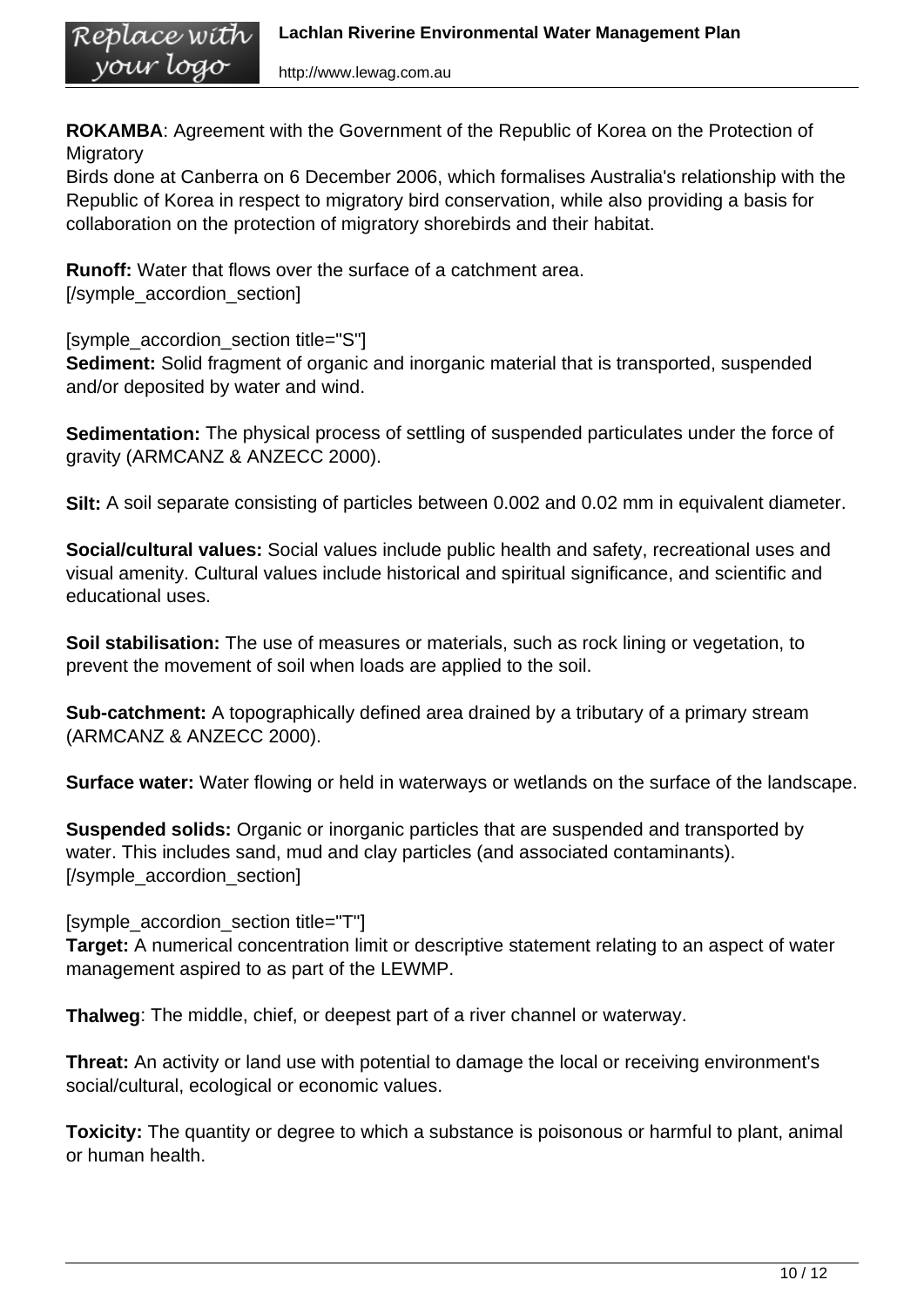**ROKAMBA**: Agreement with the Government of the Republic of Korea on the Protection of Migratory
Birds done at Canberra on 6 December 2006, which formalises Australia's relationship with the Republic of Korea in respect to migratory bird conservation, while also providing a basis for collaboration on the protection of migratory shorebirds and their habitat.

**Runoff:** Water that flows over the surface of a catchment area.
[/symple_accordion_section]

[symple_accordion_section title="S"]
**Sediment:** Solid fragment of organic and inorganic material that is transported, suspended and/or deposited by water and wind.

**Sedimentation:** The physical process of settling of suspended particulates under the force of gravity (ARMCANZ & ANZECC 2000).

**Silt:** A soil separate consisting of particles between 0.002 and 0.02 mm in equivalent diameter.

**Social/cultural values:** Social values include public health and safety, recreational uses and visual amenity. Cultural values include historical and spiritual significance, and scientific and educational uses.

**Soil stabilisation:** The use of measures or materials, such as rock lining or vegetation, to prevent the movement of soil when loads are applied to the soil.

**Sub-catchment:** A topographically defined area drained by a tributary of a primary stream (ARMCANZ & ANZECC 2000).

**Surface water:** Water flowing or held in waterways or wetlands on the surface of the landscape.

**Suspended solids:** Organic or inorganic particles that are suspended and transported by water. This includes sand, mud and clay particles (and associated contaminants).
[/symple_accordion_section]

[symple_accordion_section title="T"]
**Target:** A numerical concentration limit or descriptive statement relating to an aspect of water management aspired to as part of the LEWMP.

**Thalweg**: The middle, chief, or deepest part of a river channel or waterway.

**Threat:** An activity or land use with potential to damage the local or receiving environment's social/cultural, ecological or economic values.

**Toxicity:** The quantity or degree to which a substance is poisonous or harmful to plant, animal or human health.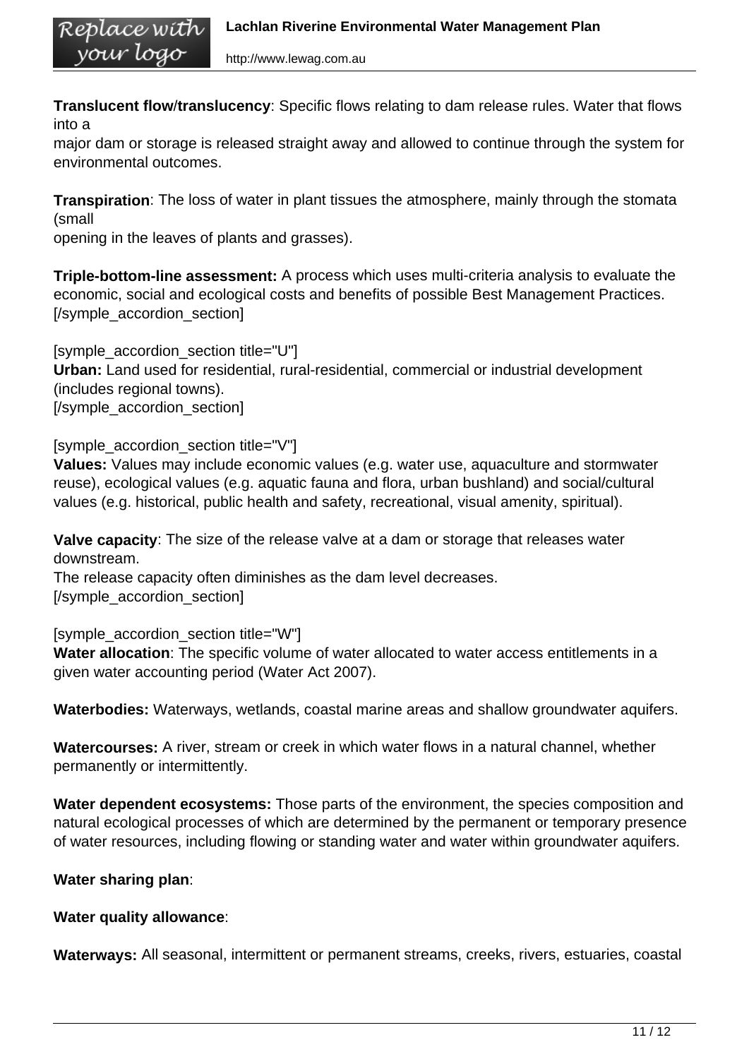**Translucent flow**/**translucency**: Specific flows relating to dam release rules. Water that flows into a
major dam or storage is released straight away and allowed to continue through the system for environmental outcomes.

**Transpiration**: The loss of water in plant tissues the atmosphere, mainly through the stomata (small
opening in the leaves of plants and grasses).

**Triple-bottom-line assessment:** A process which uses multi-criteria analysis to evaluate the economic, social and ecological costs and benefits of possible Best Management Practices.
[/symple_accordion_section]

[symple_accordion_section title="U"]
**Urban:** Land used for residential, rural-residential, commercial or industrial development (includes regional towns).
[/symple_accordion_section]

[symple_accordion_section title="V"]
**Values:** Values may include economic values (e.g. water use, aquaculture and stormwater reuse), ecological values (e.g. aquatic fauna and flora, urban bushland) and social/cultural values (e.g. historical, public health and safety, recreational, visual amenity, spiritual).

**Valve capacity**: The size of the release valve at a dam or storage that releases water downstream.
The release capacity often diminishes as the dam level decreases.
[/symple_accordion_section]

[symple_accordion_section title="W"]
**Water allocation**: The specific volume of water allocated to water access entitlements in a given water accounting period (Water Act 2007).

**Waterbodies:** Waterways, wetlands, coastal marine areas and shallow groundwater aquifers.

**Watercourses:** A river, stream or creek in which water flows in a natural channel, whether permanently or intermittently.

**Water dependent ecosystems:** Those parts of the environment, the species composition and natural ecological processes of which are determined by the permanent or temporary presence of water resources, including flowing or standing water and water within groundwater aquifers.

**Water sharing plan**:

**Water quality allowance**:

**Waterways:** All seasonal, intermittent or permanent streams, creeks, rivers, estuaries, coastal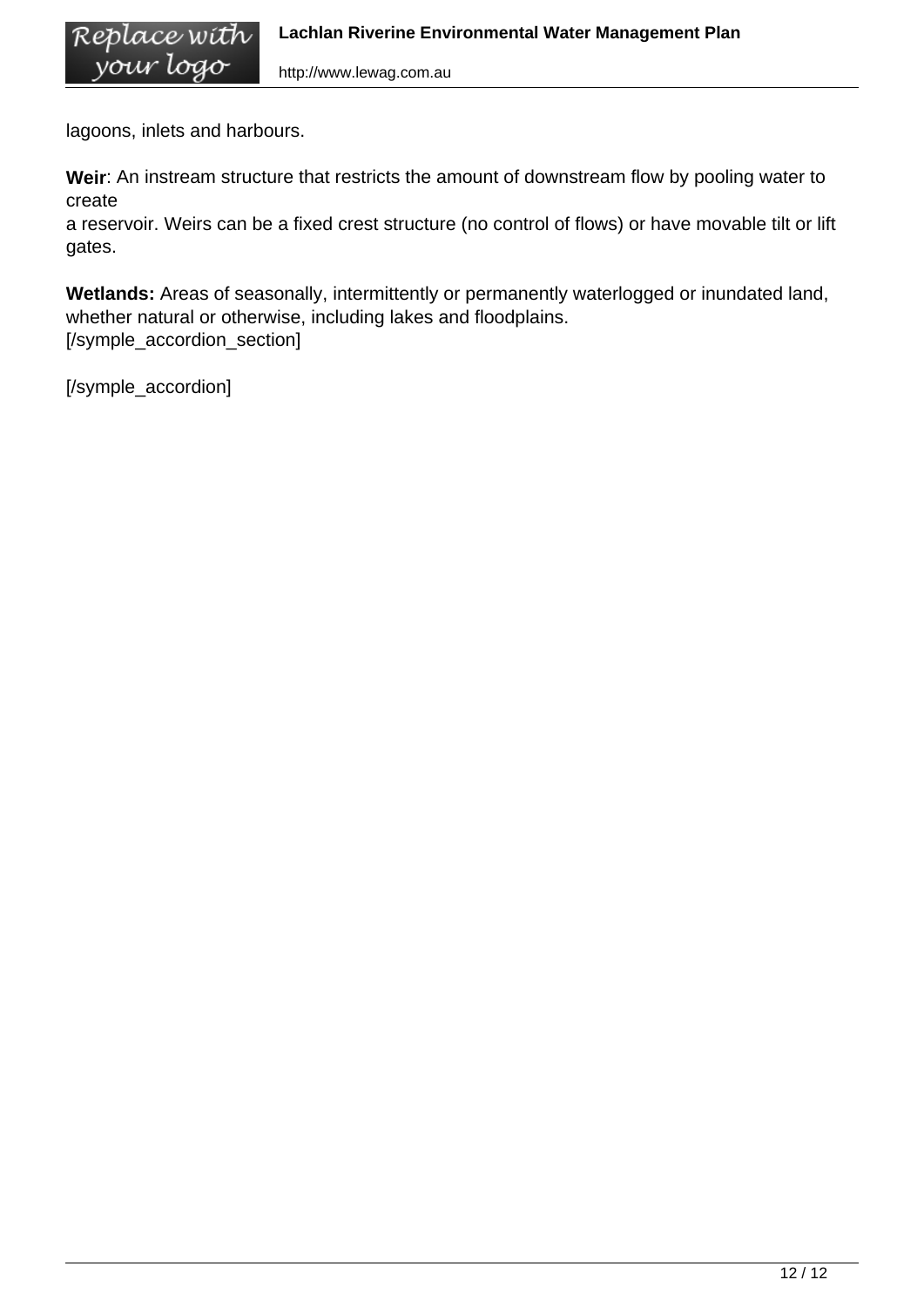lagoons, inlets and harbours.

**Weir**: An instream structure that restricts the amount of downstream flow by pooling water to create
a reservoir. Weirs can be a fixed crest structure (no control of flows) or have movable tilt or lift gates.

**Wetlands:** Areas of seasonally, intermittently or permanently waterlogged or inundated land, whether natural or otherwise, including lakes and floodplains.
[/symple_accordion_section]

[/symple_accordion]